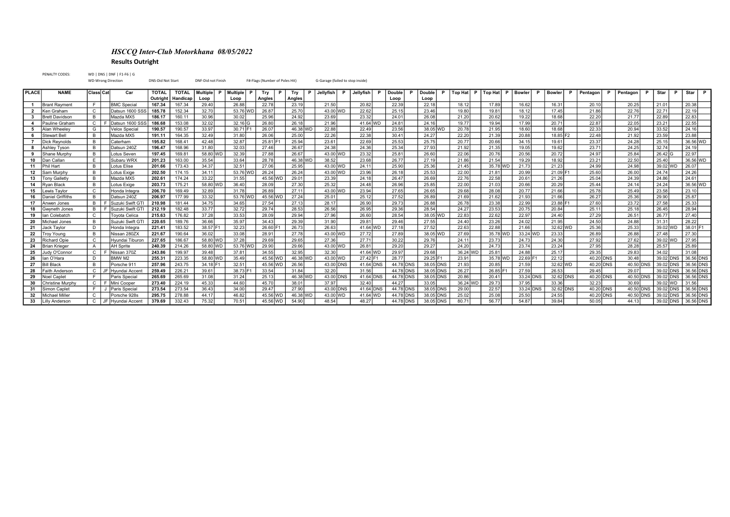# *HSCCQ Inter-Club Motorkhana 08/05/2022*

## Results Outright

PENALTY CODES: WD | DNS | DNF | F1-F6 | G

WD-Wrong Direction   DNS-Did Not Start   DNF-Did not Finish   F#-Flags (Number of Poles Hit)   G-Garage (failed to stop inside)

| PLACE | NAME | Class | Cat | Car | TOTAL Outright | TOTAL Handicap | Multiple Loop | P | Multiple Loop | P | Try Angles | P | Try Angles | P | Jellyfish | P | Jellyfish | P | Double Loop | P | Double Loop | P | Top Hat | P | Top Hat | P | Bowler | P | Bowler | P | Pentagon | P | Pentagon | P | Star | P | Star | P |
|---|---|---|---|---|---|---|---|---|---|---|---|---|---|---|---|---|---|---|---|---|---|---|---|---|---|---|---|---|---|---|---|---|---|---|---|---|---|---|
| 1 | Brant Rayment | F | | BMC Special | 167.34 | 167.34 | 29.40 | | 26.88 | | 22.78 | | 23.19 | | 21.50 | | 20.82 | | 22.39 | | 22.18 | | 18.12 | | 17.89 | | 16.62 | | 16.31 | | 20.10 | | 20.25 | | 21.01 | | 20.38 | |
| 2 | Ken Graham | C | | Datsun 1600 SSS | 185.78 | 152.34 | 32.70 | | 53.76 | WD | 26.87 | | 25.70 | | 43.00 | WD | 22.62 | | 25.15 | | 23.46 | | 19.80 | | 19.81 | | 18.12 | | 17.45 | | 21.86 | | 22.76 | | 22.71 | | 22.19 | |
| 3 | Brett Davidson | B | | Mazda MX5 | 186.17 | 160.11 | 30.96 | | 30.02 | | 25.96 | | 24.92 | | 23.69 | | 23.32 | | 24.01 | | 26.08 | | 21.20 | | 20.62 | | 19.22 | | 18.68 | | 22.20 | | 21.77 | | 22.89 | | 22.83 | |
| 4 | Pauline Graham | C | F | Datsun 1600 SSS | 186.68 | 153.08 | 32.02 | | 32.16 | G | 26.80 | | 26.18 | | 21.96 | | 41.64 | WD | 24.81 | | 24.16 | | 19.77 | | 19.94 | | 17.99 | | 20.71 | | 22.87 | | 22.05 | | 23.21 | | 22.55 | |
| 5 | Alan Wheeley | G | | Velox Special | 190.57 | 190.57 | 33.97 | | 30.71 | F1 | 26.07 | | 46.38 | WD | 22.88 | | 22.49 | | 23.56 | | 38.05 | WD | 20.78 | | 21.95 | | 18.60 | | 18.68 | | 22.33 | | 20.94 | | 33.52 | | 24.16 | |
| 6 | Stewart Bell | B | | Mazda MX5 | 191.11 | 164.35 | 32.49 | | 31.80 | | 26.06 | | 25.00 | | 22.26 | | 22.38 | | 30.41 | | 24.27 | | 22.20 | | 21.39 | | 20.88 | | 18.85 | F2 | 22.48 | | 21.92 | | 23.59 | | 23.88 | |
| 7 | Dick Reynolds | B | | Caterham | 195.82 | 168.41 | 42.48 | | 32.87 | | 25.81 | F1 | 25.94 | | 23.61 | | 22.69 | | 25.53 | | 25.75 | | 20.77 | | 20.66 | | 34.15 | | 19.61 | | 23.37 | | 24.28 | | 25.15 | | 36.56 | WD |
| 8 | Ashley Tyson | B | | Datsun 240Z | 196.47 | 168.96 | 31.80 | | 32.03 | | 27.46 | | 26.67 | | 24.38 | | 24.36 | | 25.34 | | 27.93 | | 21.92 | | 21.35 | | 19.05 | | 19.62 | | 23.71 | | 24.25 | | 32.74 | | 24.19 | |
| 9 | Shane Murphy | B | | Lotus Seven | 197.45 | 169.81 | 58.80 | WD | 32.39 | | 27.88 | | 26.67 | | 43.00 | WD | 23.32 | | 25.81 | | 26.60 | | 22.06 | | 20.76 | | 20.56 | | 20.72 | | 24.97 | | 25.84 | | 26.42 | G | 22.97 | |
| 10 | Dan Callan | E | | Subaru WRX | 201.23 | 163.00 | 35.54 | | 33.64 | | 28.78 | | 46.38 | WD | 38.52 | | 23.68 | | 26.77 | | 27.19 | | 21.86 | | 21.54 | | 19.29 | | 18.92 | | 23.21 | | 22.50 | | 25.40 | | 36.56 | WD |
| 11 | Phil Hart | B | | Lotus Elise | 201.66 | 173.43 | 34.37 | | 32.51 | | 27.06 | | 25.95 | | 43.00 | WD | 24.11 | | 25.90 | | 25.36 | | 21.45 | | 35.78 | WD | 21.73 | | 21.23 | | 24.99 | | 24.98 | | 39.02 | WD | 26.07 | |
| 12 | Sam Murphy | B | | Lotus Exige | 202.50 | 174.15 | 34.11 | | 53.76 | WD | 26.24 | | 26.24 | | 43.00 | WD | 23.96 | | 26.18 | | 25.53 | | 22.00 | | 21.81 | | 20.99 | | 21.09 | F1 | 25.60 | | 26.00 | | 24.74 | | 24.26 | |
| 13 | Tony Galletly | B | | Mazda MX5 | 202.61 | 174.24 | 33.22 | | 31.55 | | 45.56 | WD | 29.01 | | 23.39 | | 24.18 | | 26.47 | | 26.69 | | 22.76 | | 22.58 | | 20.61 | | 21.26 | | 25.04 | | 24.39 | | 24.86 | | 24.61 | |
| 14 | Ryan Black | B | | Lotus Exige | 203.73 | 175.21 | 58.80 | WD | 36.40 | | 28.09 | | 27.30 | | 25.32 | | 24.48 | | 26.96 | | 25.85 | | 22.00 | | 21.03 | | 20.66 | | 20.29 | | 25.44 | | 24.14 | | 24.24 | | 36.56 | WD |
| 15 | Lewis Taylor | C | | Honda Integra | 206.70 | 169.49 | 32.89 | | 31.78 | | 26.89 | | 27.11 | | 43.00 | WD | 23.94 | | 27.65 | | 26.65 | | 29.68 | | 28.08 | | 20.77 | | 21.66 | | 25.78 | | 25.49 | | 23.58 | | 23.10 | |
| 16 | Daniel Griffiths | B | | Datsun 240Z | 206.97 | 177.99 | 33.32 | | 53.76 | WD | 45.56 | WD | 27.24 | | 25.01 | | 25.12 | | 27.52 | | 26.89 | | 21.69 | | 21.62 | | 21.93 | | 21.66 | | 26.27 | | 25.36 | | 29.90 | | 25.87 | |
| 17 | Anwen Jones | B | F | Suzuki Swift GTI | 210.98 | 181.44 | 34.75 | | 34.65 | | 27.54 | | 27.13 | | 28.17 | | 26.90 | | 29.73 | | 26.88 | | 26.78 | | 23.38 | | 22.99 | | 23.88 | F1 | 27.60 | | 23.72 | | 27.58 | | 25.33 | |
| 18 | Gwyneth Jones | B | F | Suzuki Swift GTI | 212.19 | 182.48 | 33.77 | | 32.72 | | 29.74 | | 28.53 | | 26.56 | | 26.95 | | 29.36 | | 28.54 | | 24.27 | | 23.53 | | 20.75 | | 20.84 | | 25.11 | | 25.18 | | 26.45 | | 28.94 | |
| 19 | Ian Colebatch | C | | Toyota Celica | 215.63 | 176.82 | 37.28 | | 33.53 | | 28.09 | | 29.94 | | 27.96 | | 26.60 | | 28.54 | | 38.05 | WD | 22.83 | | 22.62 | | 22.97 | | 24.40 | | 27.29 | | 26.51 | | 26.77 | | 27.40 | |
| 20 | Michael Jones | B | | Suzuki Swift GTI | 220.65 | 189.76 | 36.66 | | 35.97 | | 34.43 | | 29.39 | | 31.90 | | 29.81 | | 29.46 | | 27.55 | | 24.40 | | 23.26 | | 24.02 | | 21.95 | | 24.50 | | 24.88 | | 31.31 | | 28.22 | |
| 21 | Jack Taylor | D | | Honda Integra | 221.41 | 183.52 | 38.57 | F1 | 32.23 | | 26.60 | F1 | 26.73 | | 26.63 | | 41.64 | WD | 27.18 | | 27.52 | | 22.63 | | 22.88 | | 21.66 | | 32.62 | WD | 25.36 | | 25.33 | | 39.02 | WD | 38.01 | F1 |
| 22 | Troy Young | B | | Nissan 280ZX | 221.67 | 190.64 | 36.02 | | 33.08 | | 28.91 | | 27.78 | | 43.00 | WD | 27.72 | | 27.89 | | 38.05 | WD | 27.69 | | 35.78 | WD | 33.24 | WD | 23.33 | | 26.89 | | 26.88 | | 27.48 | | 27.30 | |
| 23 | Richard Opie | C | | Hyundai Tiburon | 227.65 | 186.67 | 58.80 | WD | 37.28 | | 29.69 | | 29.65 | | 27.36 | | 27.71 | | 30.22 | | 29.76 | | 24.11 | | 23.73 | | 24.73 | | 24.30 | | 27.92 | | 27.62 | | 39.02 | WD | 27.95 | |
| 24 | Brian Krieger | A | | AH Sprite | 240.39 | 214.26 | 58.80 | WD | 53.76 | WD | 29.90 | | 29.66 | | 43.00 | WD | 26.81 | | 29.20 | | 29.27 | | 24.20 | | 24.73 | | 23.74 | | 23.24 | | 27.95 | | 28.28 | | 25.57 | | 25.89 | |
| 25 | Judy O'Connor | C | F | Nissan 370Z | 243.86 | 199.97 | 39.48 | | 37.81 | | 34.55 | | 32.95 | | 32.30 | | 41.64 | WD | 29.97 | | 29.68 | | 36.24 | WD | 25.81 | | 24.88 | | 25.17 | | 29.35 | | 29.83 | | 34.02 | | 31.08 | |
| 26 | Ian O'Hara | D | | BMW M2 | 255.31 | 223.35 | 58.80 | WD | 35.49 | | 45.56 | WD | 46.38 | WD | 43.00 | WD | 27.42 | F1 | 28.77 | | 29.25 | F1 | 23.91 | | 35.78 | WD | 22.69 | F1 | 22.12 | | 40.20 | DNS | 30.48 | | 39.02 | DNS | 36.56 | DNS |
| 27 | Bill Black | B | | Porsche 911 | 257.96 | 243.75 | 34.18 | F1 | 32.51 | | 45.56 | WD | 26.56 | | 43.00 | DNS | 41.64 | DNS | 44.78 | DNS | 38.05 | DNS | 21.93 | | 21.59 | | 32.62 | WD | 40.20 | DNS | 40.50 | DNS | 39.02 | DNS | 36.56 | DNS | | |
| 28 | Faith Anderson | C | JF | Hyundai Accent | 259.49 | 226.21 | 39.61 | | 38.73 | F1 | 33.54 | | 31.84 | | 32.20 | | 31.56 | | 44.78 | DNS | 38.05 | DNS | 26.27 | | 26.85 | F1 | 27.59 | | 26.53 | | 29.45 | | 29.07 | | 39.02 | DNS | 36.56 | DNS |
| 29 | Noel Caplet | F | | Paris Special | 265.69 | 265.69 | 31.08 | | 31.24 | | 25.13 | | 46.38 | WD | 43.00 | DNS | 41.64 | DNS | 44.78 | DNS | 38.05 | DNS | 20.86 | | 20.41 | | 33.24 | DNS | 32.62 | DNS | 40.20 | DNS | 40.50 | DNS | 39.02 | DNS | 36.56 | DNS |
| 30 | Christine Murphy | C | F | Mini Cooper | 273.40 | 224.19 | 45.33 | | 44.60 | | 45.70 | | 38.01 | | 37.97 | | 32.40 | | 44.27 | | 33.05 | | 36.24 | WD | 29.73 | | 37.95 | | 33.36 | | 32.23 | | 30.69 | | 39.02 | WD | 31.56 | |
| 31 | Simon Caplet | F | J | Paris Special | 273.54 | 273.54 | 36.43 | | 34.00 | | 29.47 | | 27.90 | | 43.00 | DNS | 41.64 | DNS | 44.78 | DNS | 38.05 | DNS | 29.00 | | 22.57 | | 33.24 | DNS | 32.62 | DNS | 40.20 | DNS | 40.50 | DNS | 39.02 | DNS | 36.56 | DNS |
| 32 | Michael Miller | C | | Porsche 928s | 295.75 | 278.88 | 44.17 | | 46.82 | | 45.56 | WD | 46.38 | WD | 43.00 | WD | 41.64 | WD | 44.78 | DNS | 38.05 | DNS | 25.02 | | 25.08 | | 25.50 | | 24.55 | | 40.20 | DNS | 40.50 | DNS | 39.02 | DNS | 36.56 | DNS |
| 33 | Lilly Anderson | C | JF | Hyundai Accent | 379.69 | 332.43 | 75.32 | | 70.51 | | 45.56 | WD | 54.90 | | 48.54 | | 48.27 | | 44.78 | DNS | 38.05 | DNS | 80.71 | | 56.77 | | 54.87 | | 39.84 | | 50.05 | | 44.13 | | 39.02 | DNS | 36.56 | DNS |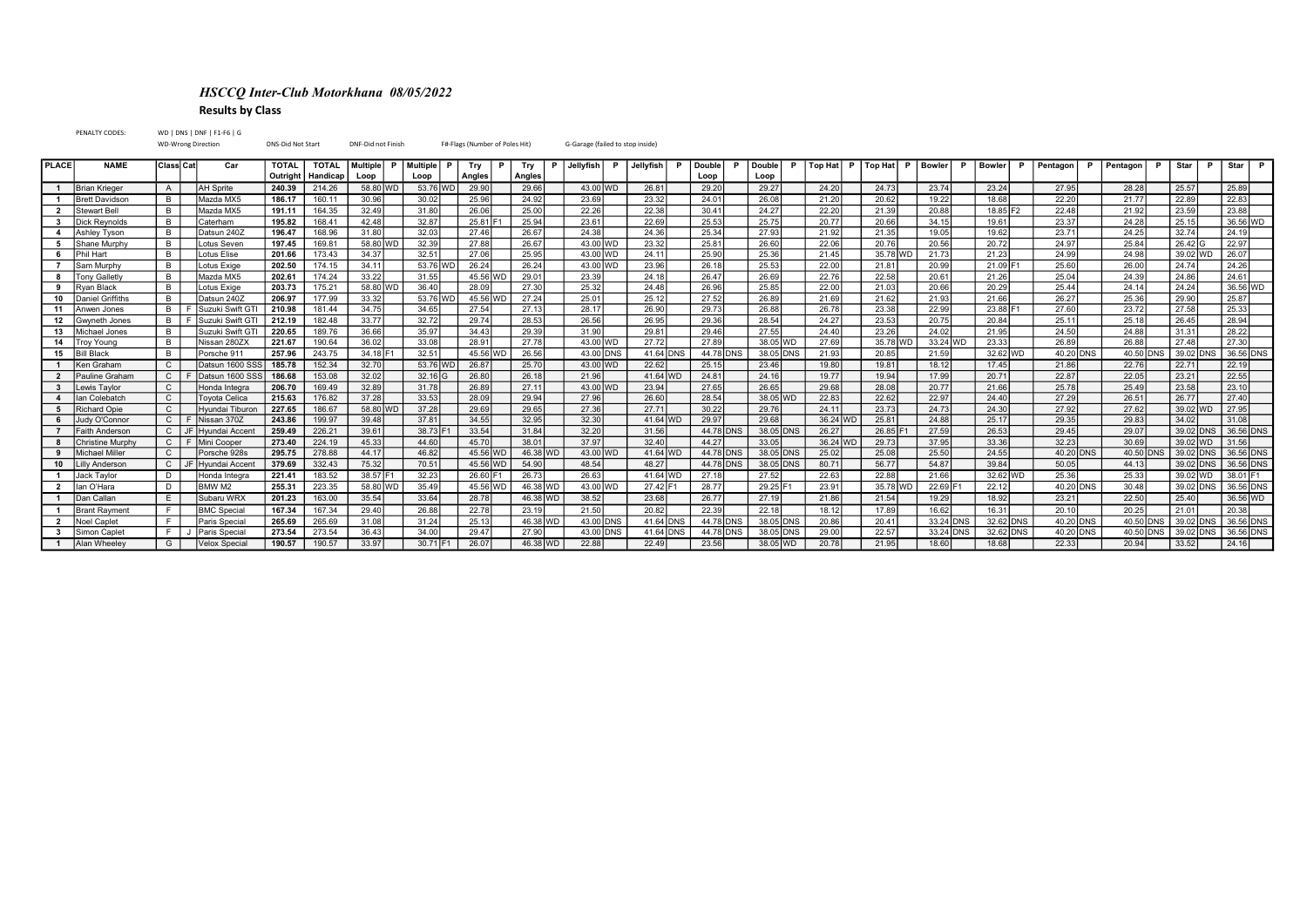# *HSCCQ Inter-Club Motorkhana 08/05/2022*

## Results by Class

PENALTY CODES: WD | DNS | DNF | F1-F6 | G

WD-Wrong Direction DNS-Did Not Start DNF-Did not Finish F#-Flags (Number of Poles Hit) G-Garage (failed to stop inside)

| PLACE | NAME | Class | Cat | Car | TOTAL Outright | TOTAL Handicap | Multiple Loop | P | Multiple Loop | P | Try Angles | P | Try Angles | P | Jellyfish | P | Jellyfish | P | Double Loop | P | Double Loop | P | Top Hat | P | Top Hat | P | Bowler | P | Bowler | P | Pentagon | P | Pentagon | P | Star | P | Star | P |
|---|---|---|---|---|---|---|---|---|---|---|---|---|---|---|---|---|---|---|---|---|---|---|---|---|---|---|---|---|---|---|---|---|---|---|---|---|---|---|
| 1 | Brian Krieger | A | | AH Sprite | 240.39 | 214.26 | 58.80 | WD | 53.76 | WD | 29.90 | | 29.66 | | 43.00 | WD | 26.81 | | 29.20 | | 29.27 | | 24.20 | | 24.73 | | 23.74 | | 23.24 | | 27.95 | | 28.28 | | 25.57 | | 25.89 | |
| 1 | Brett Davidson | B | | Mazda MX5 | 186.17 | 160.11 | 30.96 | | 30.02 | | 25.96 | | 24.92 | | 23.69 | | 23.32 | | 24.01 | | 26.08 | | 21.20 | | 20.62 | | 19.22 | | 18.68 | | 22.20 | | 21.77 | | 22.89 | | 22.83 | |
| 2 | Stewart Bell | B | | Mazda MX5 | 191.11 | 164.35 | 32.49 | | 31.80 | | 26.06 | | 25.00 | | 22.26 | | 22.38 | | 30.41 | | 24.27 | | 22.20 | | 21.39 | | 20.88 | | 18.85 | F2 | 22.48 | | 21.92 | | 23.59 | | 23.88 | |
| 3 | Dick Reynolds | B | | Caterham | 195.82 | 168.41 | 42.48 | | 32.87 | | 25.81 | F1 | 25.94 | | 23.61 | | 22.69 | | 25.53 | | 25.75 | | 20.77 | | 20.66 | | 34.15 | | 19.61 | | 23.37 | | 24.28 | | 25.15 | | 36.56 | WD |
| 4 | Ashley Tyson | B | | Datsun 240Z | 196.47 | 168.96 | 31.80 | | 32.03 | | 27.46 | | 26.67 | | 24.38 | | 24.36 | | 25.34 | | 27.93 | | 21.92 | | 21.35 | | 19.05 | | 19.62 | | 23.71 | | 24.25 | | 32.74 | | 24.19 | |
| 5 | Shane Murphy | B | | Lotus Seven | 197.45 | 169.81 | 58.80 | WD | 32.39 | | 27.88 | | 26.67 | | 43.00 | WD | 23.32 | | 25.81 | | 26.60 | | 22.06 | | 20.76 | | 20.56 | | 20.72 | | 24.97 | | 25.84 | | 26.42 | G | 22.97 | |
| 6 | Phil Hart | B | | Lotus Elise | 201.66 | 173.43 | 34.37 | | 32.51 | | 27.06 | | 25.95 | | 43.00 | WD | 24.11 | | 25.90 | | 25.36 | | 21.45 | | 35.78 | WD | 21.73 | | 21.23 | | 24.99 | | 24.98 | | 39.02 | WD | 26.07 | |
| 7 | Sam Murphy | B | | Lotus Exige | 202.50 | 174.15 | 34.11 | | 53.76 | WD | 26.24 | | 26.24 | | 43.00 | WD | 23.96 | | 26.18 | | 25.53 | | 22.00 | | 21.81 | | 20.99 | | 21.09 | F1 | 25.60 | | 26.00 | | 24.74 | | 24.26 | |
| 8 | Tony Galletly | B | | Mazda MX5 | 202.61 | 174.24 | 33.22 | | 31.55 | | 45.56 | WD | 29.01 | | 23.39 | | 24.18 | | 26.47 | | 26.69 | | 22.76 | | 22.58 | | 20.61 | | 21.26 | | 25.04 | | 24.39 | | 24.86 | | 24.61 | |
| 9 | Ryan Black | B | | Lotus Exige | 203.73 | 175.21 | 58.80 | WD | 36.40 | | 28.09 | | 27.30 | | 25.32 | | 24.48 | | 26.96 | | 25.85 | | 22.00 | | 21.03 | | 20.66 | | 20.29 | | 25.44 | | 24.14 | | 24.24 | | 36.56 | WD |
| 10 | Daniel Griffiths | B | | Datsun 240Z | 206.97 | 177.99 | 33.32 | | 53.76 | WD | 45.56 | WD | 27.24 | | 25.01 | | 25.12 | | 27.52 | | 26.89 | | 21.69 | | 21.62 | | 21.93 | | 21.66 | | 26.27 | | 25.36 | | 29.90 | | 25.87 | |
| 11 | Anwen Jones | B | F | Suzuki Swift GTI | 210.98 | 181.44 | 34.75 | | 34.65 | | 27.54 | | 27.13 | | 28.17 | | 26.90 | | 29.73 | | 26.88 | | 26.78 | | 23.38 | | 22.99 | | 23.88 | F1 | 27.60 | | 23.72 | | 27.58 | | 25.33 | |
| 12 | Gwyneth Jones | B | F | Suzuki Swift GTI | 212.19 | 182.48 | 33.77 | | 32.72 | | 29.74 | | 28.53 | | 26.56 | | 26.95 | | 29.36 | | 28.54 | | 24.27 | | 23.53 | | 20.75 | | 20.84 | | 25.11 | | 25.18 | | 26.45 | | 28.94 | |
| 13 | Michael Jones | B | | Suzuki Swift GTI | 220.65 | 189.76 | 36.66 | | 35.97 | | 34.43 | | 29.39 | | 31.90 | | 29.81 | | 29.46 | | 27.55 | | 24.40 | | 23.26 | | 24.02 | | 21.95 | | 24.50 | | 24.88 | | 31.31 | | 28.22 | |
| 14 | Troy Young | B | | Nissan 280ZX | 221.67 | 190.64 | 36.02 | | 33.08 | | 28.91 | | 27.78 | | 43.00 | WD | 27.72 | | 27.89 | | 38.05 | WD | 27.69 | | 35.78 | WD | 33.24 | WD | 23.33 | | 26.89 | | 26.88 | | 27.48 | | 27.30 | |
| 15 | Bill Black | B | | Porsche 911 | 257.96 | 243.75 | 34.18 | F1 | 32.51 | | 45.56 | WD | 26.56 | | 43.00 | DNS | 41.64 | DNS | 44.78 | DNS | 38.05 | DNS | 21.93 | | 20.85 | | 21.59 | | 32.62 | WD | 40.20 | DNS | 40.50 | DNS | 39.02 | DNS | 36.56 | DNS |
| 1 | Ken Graham | C | | Datsun 1600 SSS | 185.78 | 152.34 | 32.70 | | 53.76 | WD | 26.87 | | 25.70 | | 43.00 | WD | 22.62 | | 25.15 | | 23.46 | | 19.80 | | 19.81 | | 18.12 | | 17.45 | | 21.86 | | 22.76 | | 22.71 | | 22.19 | |
| 2 | Pauline Graham | C | F | Datsun 1600 SSS | 186.68 | 153.08 | 32.02 | | 32.16 | G | 26.80 | | 26.18 | | 21.96 | | 41.64 | WD | 24.81 | | 24.16 | | 19.77 | | 19.94 | | 17.99 | | 20.71 | | 22.87 | | 22.05 | | 23.21 | | 22.55 | |
| 3 | Lewis Taylor | C | | Honda Integra | 206.70 | 169.49 | 32.89 | | 31.78 | | 26.89 | | 27.11 | | 43.00 | WD | 23.94 | | 27.65 | | 26.65 | | 29.68 | | 28.08 | | 20.77 | | 21.66 | | 25.78 | | 25.49 | | 23.58 | | 23.10 | |
| 4 | Ian Colebatch | C | | Toyota Celica | 215.63 | 176.82 | 37.28 | | 33.53 | | 28.09 | | 29.94 | | 27.96 | | 26.60 | | 28.54 | | 38.05 | WD | 22.83 | | 22.62 | | 22.97 | | 24.40 | | 27.29 | | 26.51 | | 26.77 | | 27.40 | |
| 5 | Richard Opie | C | | Hyundai Tiburon | 227.65 | 186.67 | 58.80 | WD | 37.28 | | 29.69 | | 29.65 | | 27.36 | | 27.71 | | 30.22 | | 29.76 | | 24.11 | | 23.73 | | 24.73 | | 24.30 | | 27.92 | | 27.62 | | 39.02 | WD | 27.95 | |
| 6 | Judy O'Connor | C | F | Nissan 370Z | 243.86 | 199.97 | 39.48 | | 37.81 | | 34.55 | | 32.95 | | 32.30 | | 41.64 | WD | 29.97 | | 29.68 | | 36.24 | WD | 25.81 | | 24.88 | | 25.17 | | 29.35 | | 29.83 | | 34.02 | | 31.08 | |
| 7 | Faith Anderson | C | JF | Hyundai Accent | 259.49 | 226.21 | 39.61 | | 38.73 | F1 | 33.54 | | 31.84 | | 32.20 | | 31.56 | | 44.78 | DNS | 38.05 | DNS | 26.27 | | 26.85 | F1 | 27.59 | | 26.53 | | 29.45 | | 29.07 | | 39.02 | DNS | 36.56 | DNS |
| 8 | Christine Murphy | C | F | Mini Cooper | 273.40 | 224.19 | 45.33 | | 44.60 | | 45.70 | | 38.01 | | 37.97 | | 32.40 | | 44.27 | | 33.05 | | 36.24 | WD | 29.73 | | 37.95 | | 33.36 | | 32.23 | | 30.69 | | 39.02 | WD | 31.56 | |
| 9 | Michael Miller | C | | Porsche 928s | 295.75 | 278.88 | 44.17 | | 46.82 | | 45.56 | WD | 46.38 | WD | 43.00 | WD | 41.64 | WD | 44.78 | DNS | 38.05 | DNS | 25.02 | | 25.08 | | 25.50 | | 24.55 | | 40.20 | DNS | 40.50 | DNS | 39.02 | DNS | 36.56 | DNS |
| 10 | Lilly Anderson | C | JF | Hyundai Accent | 379.69 | 332.43 | 75.32 | | 70.51 | | 45.56 | WD | 54.90 | | 48.54 | | 48.27 | | 44.78 | DNS | 38.05 | DNS | 80.71 | | 56.77 | | 54.87 | | 39.84 | | 50.05 | | 44.13 | | 39.02 | DNS | 36.56 | DNS |
| 1 | Jack Taylor | D | | Honda Integra | 221.41 | 183.52 | 38.57 | F1 | 32.23 | | 26.60 | F1 | 26.73 | | 26.63 | | 41.64 | WD | 27.18 | | 27.52 | | 22.63 | | 22.88 | | 21.66 | | 32.62 | WD | 25.36 | | 25.33 | | 39.02 | WD | 38.01 | F1 |
| 2 | Ian O'Hara | D | | BMW M2 | 255.31 | 223.35 | 58.80 | WD | 35.49 | | 45.56 | WD | 46.38 | WD | 43.00 | WD | 27.42 | F1 | 28.77 | | 29.25 | F1 | 23.91 | | 35.78 | WD | 22.69 | F1 | 22.12 | | 40.20 | DNS | 30.48 | | 39.02 | DNS | 36.56 | DNS |
| 1 | Dan Callan | E | | Subaru WRX | 201.23 | 163.00 | 35.54 | | 33.64 | | 28.78 | | 46.38 | WD | 38.52 | | 23.68 | | 26.77 | | 27.19 | | 21.86 | | 21.54 | | 19.29 | | 18.92 | | 23.21 | | 22.50 | | 25.40 | | 36.56 | WD |
| 1 | Brant Rayment | F | | BMC Special | 167.34 | 167.34 | 29.40 | | 26.88 | | 22.78 | | 23.19 | | 21.50 | | 20.82 | | 22.39 | | 22.18 | | 18.12 | | 17.89 | | 16.62 | | 16.31 | | 20.10 | | 20.25 | | 21.01 | | 20.38 | |
| 2 | Noel Caplet | F | | Paris Special | 265.69 | 265.69 | 31.08 | | 31.24 | | 25.13 | | 46.38 | WD | 43.00 | DNS | 41.64 | DNS | 44.78 | DNS | 38.05 | DNS | 20.86 | | 20.41 | | 33.24 | DNS | 32.62 | DNS | 40.20 | DNS | 40.50 | DNS | 39.02 | DNS | 36.56 | DNS |
| 3 | Simon Caplet | F | J | Paris Special | 273.54 | 273.54 | 36.43 | | 34.00 | | 29.47 | | 27.90 | | 43.00 | DNS | 41.64 | DNS | 44.78 | DNS | 38.05 | DNS | 29.00 | | 22.57 | | 33.24 | DNS | 32.62 | DNS | 40.20 | DNS | 40.50 | DNS | 39.02 | DNS | 36.56 | DNS |
| 1 | Alan Wheeley | G | | Velox Special | 190.57 | 190.57 | 33.97 | | 30.71 | F1 | 26.07 | | 46.38 | WD | 22.88 | | 22.49 | | 23.56 | | 38.05 | WD | 20.78 | | 21.95 | | 18.60 | | 18.68 | | 22.33 | | 20.94 | | 33.52 | | 24.16 | |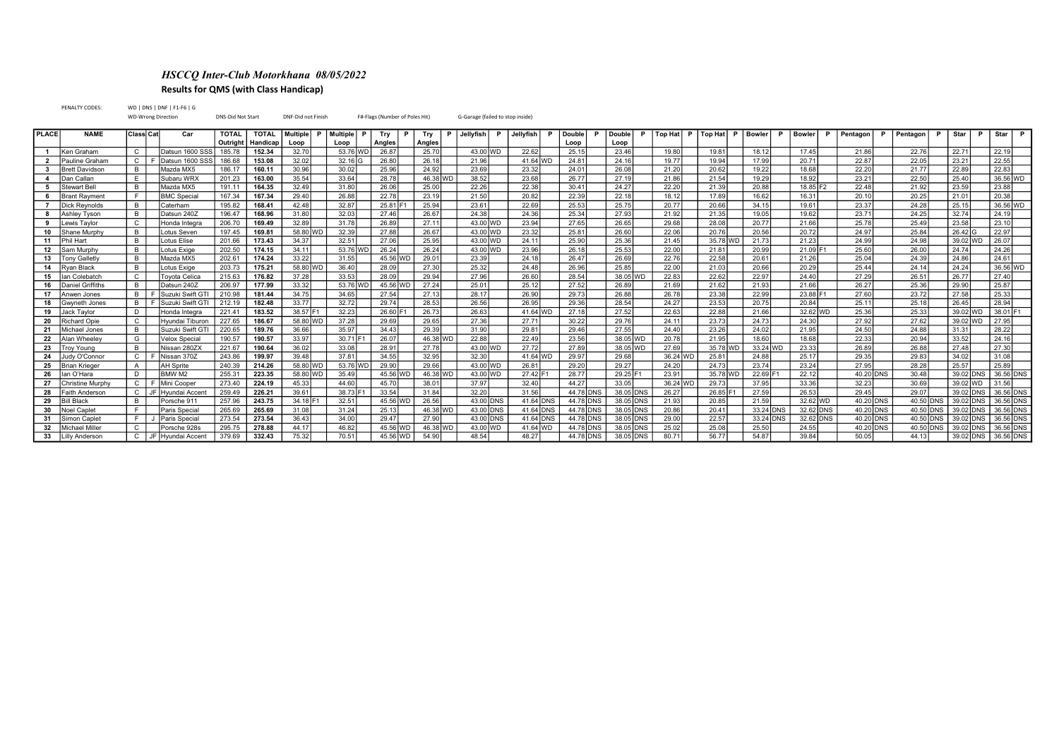# *HSCCQ Inter-Club Motorkhana 08/05/2022*

## Results for QMS (with Class Handicap)

PENALTY CODES: WD | DNS | DNF | F1-F6 | G

WD-Wrong Direction DNS-Did Not Start DNF-Did not Finish F#-Flags (Number of Poles Hit) G-Garage (failed to stop inside)

| PLACE | NAME | Class | Cat | Car | TOTAL Outright | TOTAL Handicap | Multiple Loop | P | Multiple Loop | P | Try Angles | P | Try Angles | P | Jellyfish | P | Jellyfish | P | Double Loop | P | Double Loop | P | Top Hat | P | Top Hat | P | Bowler | P | Bowler | P | Pentagon | P | Pentagon | P | Star | P | Star | P |
|---|---|---|---|---|---|---|---|---|---|---|---|---|---|---|---|---|---|---|---|---|---|---|---|---|---|---|---|---|---|---|---|---|---|---|---|---|---|---|---|---|---|---|
| 1 | Ken Graham | C | | Datsun 1600 SSS | 185.78 | 152.34 | 32.70 | | 53.76 | WD | 26.87 | | 25.70 | | 43.00 | WD | 22.62 | | 25.15 | | 23.46 | | 19.80 | | 19.81 | | 18.12 | | 17.45 | | 21.86 | | 22.76 | | 22.71 | | 22.19 | |
| 2 | Pauline Graham | C | F | Datsun 1600 SSS | 186.68 | 153.08 | 32.02 | | 32.16 | G | 26.80 | | 26.18 | | 21.96 | | 41.64 | WD | 24.81 | | 24.16 | | 19.77 | | 19.94 | | 17.99 | | 20.71 | | 22.87 | | 22.05 | | 23.21 | | 22.55 | |
| 3 | Brett Davidson | B | | Mazda MX5 | 186.17 | 160.11 | 30.96 | | 30.02 | | 25.96 | | 24.92 | | 23.69 | | 23.32 | | 24.01 | | 26.08 | | 21.20 | | 20.62 | | 19.22 | | 18.68 | | 22.20 | | 21.77 | | 22.89 | | 22.83 | |
| 4 | Dan Callan | E | | Subaru WRX | 201.23 | 163.00 | 35.54 | | 33.64 | | 28.78 | | 46.38 | WD | 38.52 | | 23.68 | | 26.77 | | 27.19 | | 21.86 | | 21.54 | | 19.29 | | 18.92 | | 23.21 | | 22.50 | | 25.40 | | 36.56 | WD |
| 5 | Stewart Bell | B | | Mazda MX5 | 191.11 | 164.35 | 32.49 | | 31.80 | | 26.06 | | 25.00 | | 22.26 | | 22.38 | | 30.41 | | 24.27 | | 22.20 | | 21.39 | | 20.88 | | 18.85 | F2 | 22.48 | | 21.92 | | 23.59 | | 23.88 | |
| 6 | Brant Rayment | F | | BMC Special | 167.34 | 167.34 | 29.40 | | 26.88 | | 22.78 | | 23.19 | | 21.50 | | 20.82 | | 22.39 | | 22.18 | | 18.12 | | 17.89 | | 16.62 | | 16.31 | | 20.10 | | 20.25 | | 21.01 | | 20.38 | |
| 7 | Dick Reynolds | B | | Caterham | 195.82 | 168.41 | 42.48 | | 32.87 | | 25.81 | F1 | 25.94 | | 23.61 | | 22.69 | | 25.53 | | 25.75 | | 20.77 | | 20.66 | | 34.15 | | 19.61 | | 23.37 | | 24.28 | | 25.15 | | 36.56 | WD |
| 8 | Ashley Tyson | B | | Datsun 240Z | 196.47 | 168.96 | 31.80 | | 32.03 | | 27.46 | | 26.67 | | 24.38 | | 24.36 | | 25.34 | | 27.93 | | 21.92 | | 21.35 | | 19.05 | | 19.62 | | 23.71 | | 24.25 | | 32.74 | | 24.19 | |
| 9 | Lewis Taylor | C | | Honda Integra | 206.70 | 169.49 | 32.89 | | 31.78 | | 26.89 | | 27.11 | | 43.00 | WD | 23.94 | | 27.65 | | 26.65 | | 29.68 | | 28.08 | | 20.77 | | 21.66 | | 25.78 | | 25.49 | | 23.58 | | 23.10 | |
| 10 | Shane Murphy | B | | Lotus Seven | 197.45 | 169.81 | 58.80 | WD | 32.39 | | 27.88 | | 26.67 | | 43.00 | WD | 23.32 | | 25.81 | | 26.60 | | 22.06 | | 20.76 | | 20.56 | | 20.72 | | 24.97 | | 25.84 | | 26.42 | G | 22.97 | |
| 11 | Phil Hart | B | | Lotus Elise | 201.66 | 173.43 | 34.37 | | 32.51 | | 27.06 | | 25.95 | | 43.00 | WD | 24.11 | | 25.90 | | 25.36 | | 21.45 | | 35.78 | WD | 21.73 | | 21.23 | | 24.99 | | 24.98 | | 39.02 | WD | 26.07 | |
| 12 | Sam Murphy | B | | Lotus Exige | 202.50 | 174.15 | 34.11 | | 53.76 | WD | 26.24 | | 26.24 | | 43.00 | WD | 23.96 | | 26.18 | | 25.53 | | 22.00 | | 21.81 | | 20.99 | | 21.09 | F1 | 25.60 | | 26.00 | | 24.74 | | 24.26 | |
| 13 | Tony Galletly | B | | Mazda MX5 | 202.61 | 174.24 | 33.22 | | 31.55 | | 45.56 | WD | 29.01 | | 23.39 | | 24.18 | | 26.47 | | 26.69 | | 22.76 | | 22.58 | | 20.61 | | 21.26 | | 25.04 | | 24.39 | | 24.86 | | 24.61 | |
| 14 | Ryan Black | B | | Lotus Exige | 203.73 | 175.21 | 58.80 | WD | 36.40 | | 28.09 | | 27.30 | | 25.32 | | 24.48 | | 26.96 | | 25.85 | | 22.00 | | 21.03 | | 20.66 | | 20.29 | | 25.44 | | 24.14 | | 24.24 | | 36.56 | WD |
| 15 | Ian Colebatch | C | | Toyota Celica | 215.63 | 176.82 | 37.28 | | 33.53 | | 28.09 | | 29.94 | | 27.96 | | 26.60 | | 28.54 | | 38.05 | WD | 22.83 | | 22.62 | | 22.97 | | 24.40 | | 27.29 | | 26.51 | | 26.77 | | 27.40 | |
| 16 | Daniel Griffiths | B | | Datsun 240Z | 206.97 | 177.99 | 33.32 | | 53.76 | WD | 45.56 | WD | 27.24 | | 25.01 | | 25.12 | | 27.52 | | 26.89 | | 21.69 | | 21.62 | | 21.93 | | 21.66 | | 26.27 | | 25.36 | | 29.90 | | 25.87 | |
| 17 | Anwen Jones | B | F | Suzuki Swift GTI | 210.98 | 181.44 | 34.75 | | 34.65 | | 27.54 | | 27.13 | | 28.17 | | 26.90 | | 29.73 | | 26.88 | | 26.78 | | 23.38 | | 22.99 | | 23.88 | F1 | 27.60 | | 23.72 | | 27.58 | | 25.33 | |
| 18 | Gwyneth Jones | B | F | Suzuki Swift GTI | 212.19 | 182.48 | 33.77 | | 32.72 | | 29.74 | | 28.53 | | 26.56 | | 26.95 | | 29.36 | | 28.54 | | 24.27 | | 23.53 | | 20.75 | | 20.84 | | 25.11 | | 25.18 | | 26.45 | | 28.94 | |
| 19 | Jack Taylor | D | | Honda Integra | 221.41 | 183.52 | 38.57 | F1 | 32.23 | | 26.60 | F1 | 26.73 | | 26.63 | | 41.64 | WD | 27.18 | | 27.52 | | 22.63 | | 22.88 | | 21.66 | | 32.62 | WD | 25.36 | | 25.33 | | 39.02 | WD | 38.01 | F1 |
| 20 | Richard Opie | C | | Hyundai Tiburon | 227.65 | 186.67 | 58.80 | WD | 37.28 | | 29.69 | | 29.65 | | 27.36 | | 27.71 | | 30.22 | | 29.76 | | 24.11 | | 23.73 | | 24.73 | | 24.30 | | 27.92 | | 27.62 | | 39.02 | WD | 27.95 | |
| 21 | Michael Jones | B | | Suzuki Swift GTI | 220.65 | 189.76 | 36.66 | | 35.97 | | 34.43 | | 29.39 | | 31.90 | | 29.81 | | 29.46 | | 27.55 | | 24.40 | | 23.26 | | 24.02 | | 21.95 | | 24.50 | | 24.88 | | 31.31 | | 28.22 | |
| 22 | Alan Wheeley | G | | Velox Special | 190.57 | 190.57 | 33.97 | | 30.71 | F1 | 26.07 | | 46.38 | WD | 22.88 | | 22.49 | | 23.56 | | 38.05 | WD | 20.78 | | 21.95 | | 18.60 | | 18.68 | | 22.33 | | 20.94 | | 33.52 | | 24.16 | |
| 23 | Troy Young | B | | Nissan 280ZX | 221.67 | 190.64 | 36.02 | | 33.08 | | 28.91 | | 27.78 | | 43.00 | WD | 27.72 | | 27.89 | | 38.05 | WD | 27.69 | | 35.78 | WD | 33.24 | WD | 23.33 | | 26.89 | | 26.88 | | 27.48 | | 27.30 | |
| 24 | Judy O'Connor | C | F | Nissan 370Z | 243.86 | 199.97 | 39.48 | | 37.81 | | 34.55 | | 32.95 | | 32.30 | | 41.64 | WD | 29.97 | | 29.68 | | 36.24 | WD | 25.81 | | 24.88 | | 25.17 | | 29.35 | | 29.83 | | 34.02 | | 31.08 | |
| 25 | Brian Krieger | A | | AH Sprite | 240.39 | 214.26 | 58.80 | WD | 53.76 | WD | 29.90 | | 29.66 | | 43.00 | WD | 26.81 | | 29.20 | | 29.27 | | 24.20 | | 24.73 | | 23.74 | | 23.24 | | 27.95 | | 28.28 | | 25.57 | | 25.89 | |
| 26 | Ian O'Hara | D | | BMW M2 | 255.31 | 223.35 | 58.80 | WD | 35.49 | | 45.56 | WD | 46.38 | WD | 43.00 | WD | 27.42 | F1 | 28.77 | | 29.25 | F1 | 23.91 | | 35.78 | WD | 22.69 | F1 | 22.12 | | 40.20 | DNS | 30.48 | | 39.02 | DNS | 36.56 | DNS |
| 27 | Christine Murphy | C | F | Mini Cooper | 273.40 | 224.19 | 45.33 | | 44.60 | | 45.70 | | 38.01 | | 37.97 | | 32.40 | | 44.27 | | 33.05 | | 36.24 | WD | 29.73 | | 37.95 | | 33.36 | | 32.23 | | 30.69 | | 39.02 | WD | 31.56 | |
| 28 | Faith Anderson | C | JF | Hyundai Accent | 259.49 | 226.21 | 39.61 | | 38.73 | F1 | 33.54 | | 31.84 | | 32.20 | | 31.56 | | 44.78 | DNS | 38.05 | DNS | 26.27 | | 26.85 | F1 | 27.59 | | 26.53 | | 29.45 | | 29.07 | | 39.02 | DNS | 36.56 | DNS |
| 29 | Bill Black | B | | Porsche 911 | 257.96 | 243.75 | 34.18 | F1 | 32.51 | | 45.56 | WD | 26.56 | | 43.00 | DNS | 41.64 | DNS | 44.78 | DNS | 38.05 | DNS | 21.93 | | 20.85 | | 21.59 | | 32.62 | WD | 40.20 | DNS | 40.50 | DNS | 39.02 | DNS | 36.56 | DNS |
| 30 | Noel Caplet | F | | Paris Special | 265.69 | 265.69 | 31.08 | | 31.24 | | 25.13 | | 46.38 | WD | 43.00 | DNS | 41.64 | DNS | 44.78 | DNS | 38.05 | DNS | 20.86 | | 20.41 | | 33.24 | DNS | 32.62 | DNS | 40.20 | DNS | 40.50 | DNS | 39.02 | DNS | 36.56 | DNS |
| 31 | Simon Caplet | F | J | Paris Special | 273.54 | 273.54 | 36.43 | | 34.00 | | 29.47 | | 27.90 | | 43.00 | DNS | 41.64 | DNS | 44.78 | DNS | 38.05 | DNS | 29.00 | | 22.57 | | 33.24 | DNS | 32.62 | DNS | 40.20 | DNS | 40.50 | DNS | 39.02 | DNS | 36.56 | DNS |
| 32 | Michael Miller | C | | Porsche 928s | 295.75 | 278.88 | 44.17 | | 46.82 | | 45.56 | WD | 46.38 | WD | 43.00 | WD | 41.64 | WD | 44.78 | DNS | 38.05 | DNS | 25.02 | | 25.08 | | 25.50 | | 24.55 | | 40.20 | DNS | 40.50 | DNS | 39.02 | DNS | 36.56 | DNS |
| 33 | Lilly Anderson | C | JF | Hyundai Accent | 379.69 | 332.43 | 75.32 | | 70.51 | | 45.56 | WD | 54.90 | | 48.54 | | 48.27 | | 44.78 | DNS | 38.05 | DNS | 80.71 | | 56.77 | | 54.87 | | 39.84 | | 50.05 | | 44.13 | | 39.02 | DNS | 36.56 | DNS |